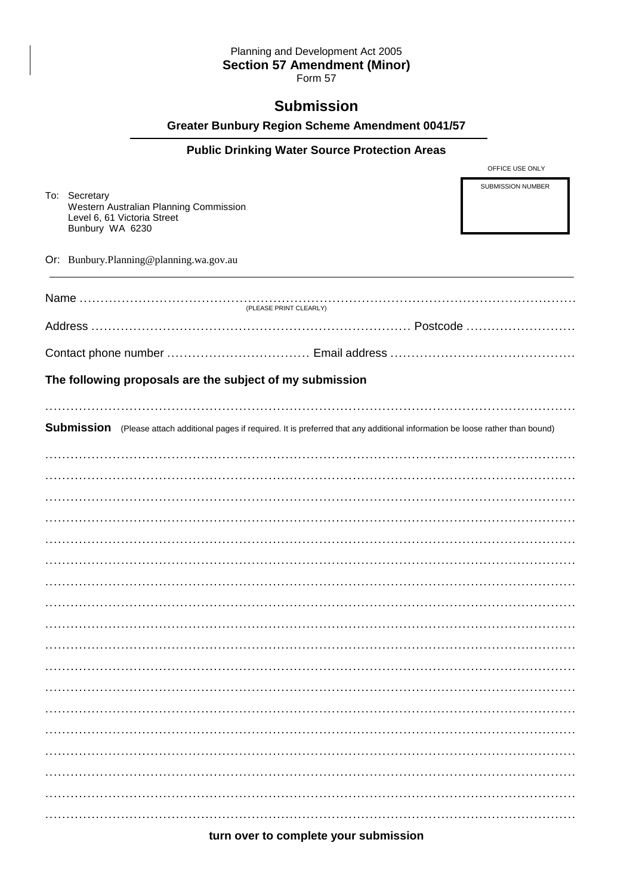Planning and Development Act 2005

**Section 57 Amendment (Minor)**

Form 57

# Submission

**Greater Bunbury Region Scheme Amendment 0041/57**

**Public Drinking Water Source Protection Areas**

OFFICE USE ONLY

SUBMISSION NUMBER

To: Secretary
Western Australian Planning Commission
Level 6, 61 Victoria Street
Bunbury WA 6230

Or: Bunbury.Planning@planning.wa.gov.au

---

Name ……………………………………………………………………………………………………
(PLEASE PRINT CLEARLY)

Address ……………………………………………………………… Postcode ………………………

Contact phone number …………………………… Email address ………………………………………

**The following proposals are the subject of my submission**

……………………………………………………………………………………………………………

**Submission** (Please attach additional pages if required. It is preferred that any additional information be loose rather than bound)

……………………………………………………………………………………………………………

……………………………………………………………………………………………………………

……………………………………………………………………………………………………………

……………………………………………………………………………………………………………

……………………………………………………………………………………………………………

……………………………………………………………………………………………………………

……………………………………………………………………………………………………………

……………………………………………………………………………………………………………

……………………………………………………………………………………………………………

……………………………………………………………………………………………………………

……………………………………………………………………………………………………………

……………………………………………………………………………………………………………

……………………………………………………………………………………………………………

……………………………………………………………………………………………………………

……………………………………………………………………………………………………………

……………………………………………………………………………………………………………

……………………………………………………………………………………………………………

……………………………………………………………………………………………………………

**turn over to complete your submission**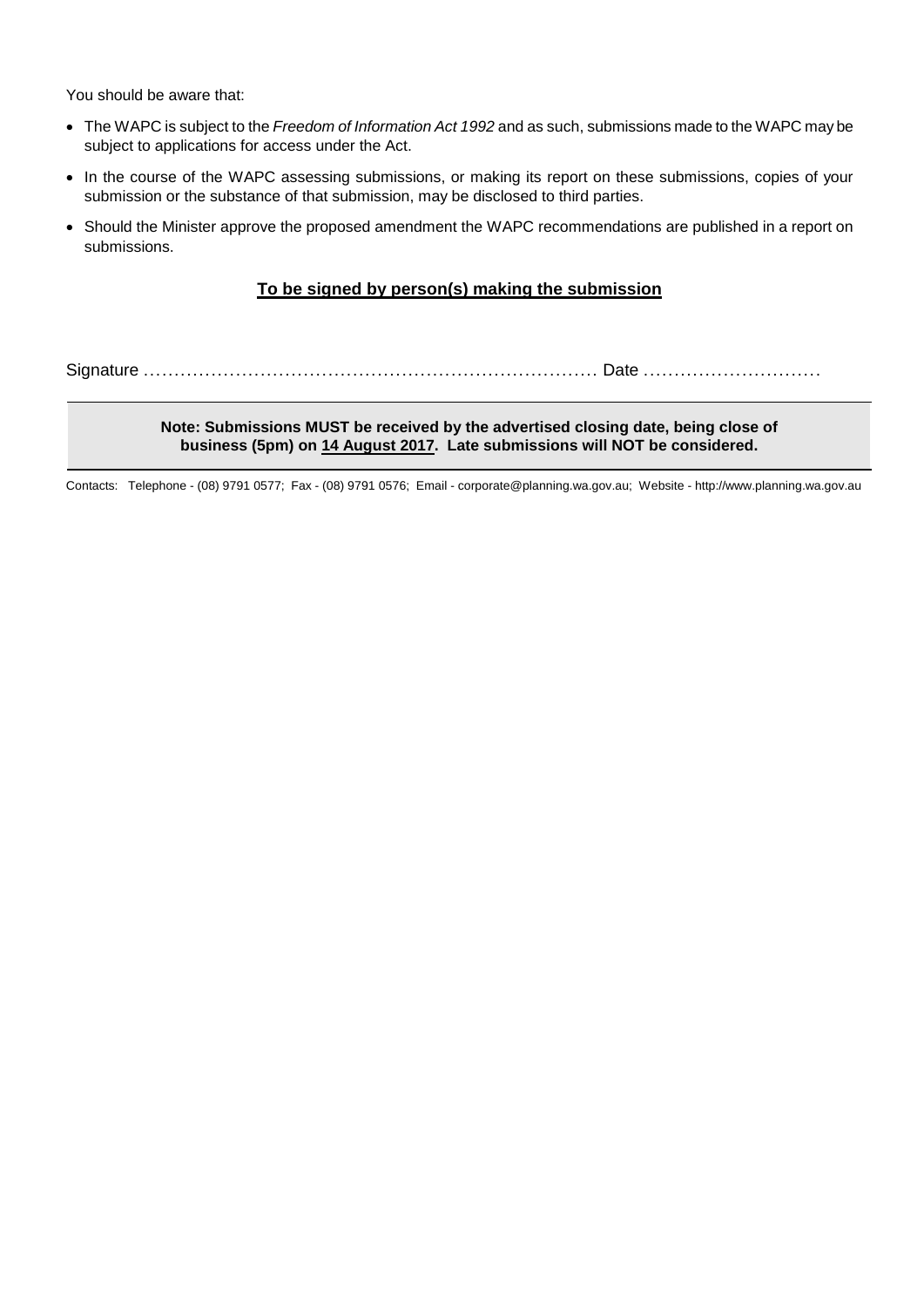You should be aware that:

- The WAPC is subject to the *Freedom of Information Act 1992* and as such, submissions made to the WAPC may be subject to applications for access under the Act.
- In the course of the WAPC assessing submissions, or making its report on these submissions, copies of your submission or the substance of that submission, may be disclosed to third parties.
- Should the Minister approve the proposed amendment the WAPC recommendations are published in a report on submissions.

**<u>To be signed by person(s) making the submission</u>**

Signature ………………………………………………………………… Date ……………………….

**Note: Submissions MUST be received by the advertised closing date, being close of business (5pm) on <u>14 August 2017</u>. Late submissions will NOT be considered.**

Contacts: Telephone - (08) 9791 0577; Fax - (08) 9791 0576; Email - corporate@planning.wa.gov.au; Website - http://www.planning.wa.gov.au